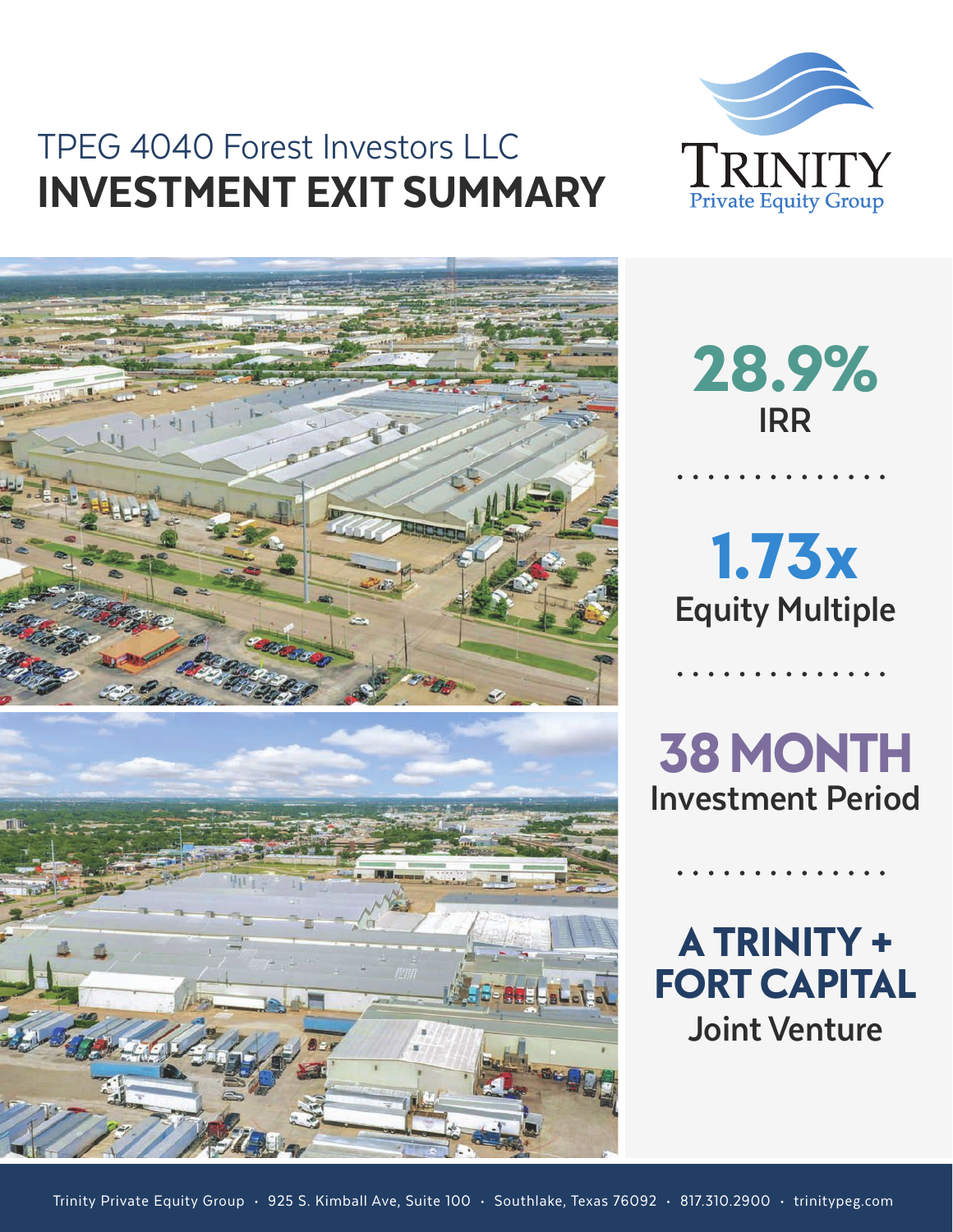TPEG 4040 Forest Investors LLC

# INVESTMENT EXIT SUMMARY

Trinity Private Equity Group

**28.9%**
IRR

**1.73x**
Equity Multiple

**38 MONTH**
Investment Period

**A TRINITY + FORT CAPITAL**
Joint Venture

Trinity Private Equity Group · 925 S. Kimball Ave, Suite 100 · Southlake, Texas 76092 · 817.310.2900 · trinitypeg.com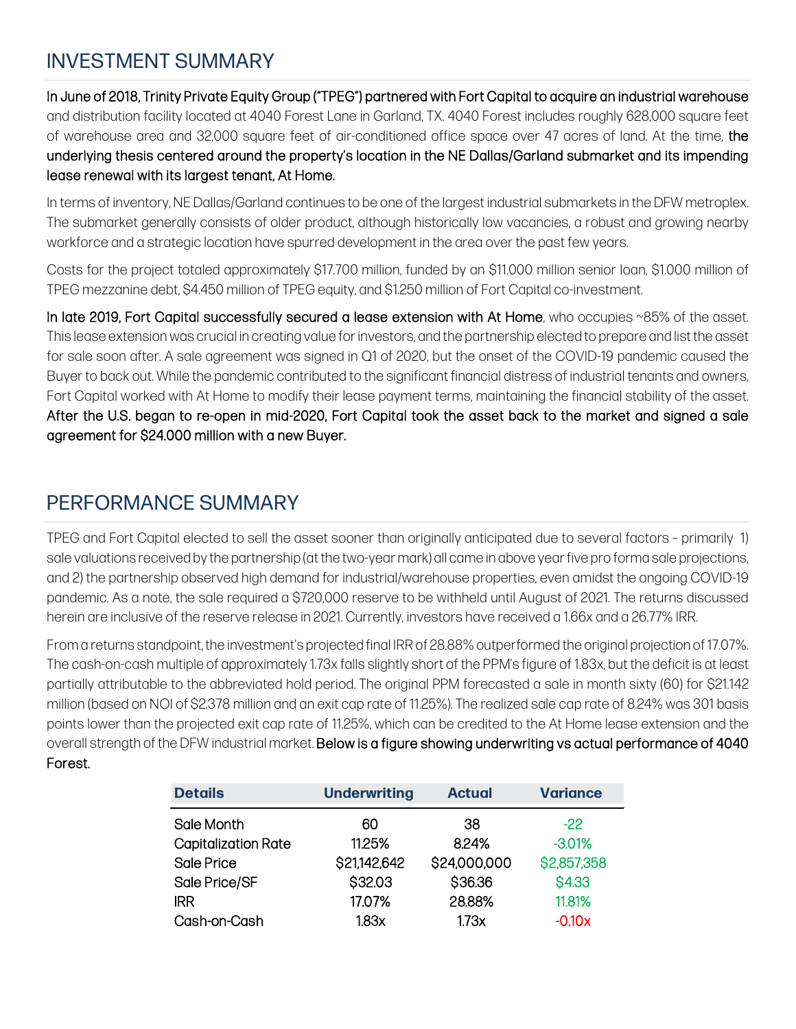## INVESTMENT SUMMARY

**In June of 2018, Trinity Private Equity Group ("TPEG") partnered with Fort Capital to acquire an industrial warehouse** and distribution facility located at 4040 Forest Lane in Garland, TX. 4040 Forest includes roughly 628,000 square feet of warehouse area and 32,000 square feet of air-conditioned office space over 47 acres of land. At the time, **the underlying thesis centered around the property's location in the NE Dallas/Garland submarket and its impending lease renewal with its largest tenant, At Home.**

In terms of inventory, NE Dallas/Garland continues to be one of the largest industrial submarkets in the DFW metroplex. The submarket generally consists of older product, although historically low vacancies, a robust and growing nearby workforce and a strategic location have spurred development in the area over the past few years.

Costs for the project totaled approximately $17.700 million, funded by an $11.000 million senior loan, $1.000 million of TPEG mezzanine debt, $4.450 million of TPEG equity, and $1.250 million of Fort Capital co-investment.

**In late 2019, Fort Capital successfully secured a lease extension with At Home**, who occupies ~85% of the asset. This lease extension was crucial in creating value for investors, and the partnership elected to prepare and list the asset for sale soon after. A sale agreement was signed in Q1 of 2020, but the onset of the COVID-19 pandemic caused the Buyer to back out. While the pandemic contributed to the significant financial distress of industrial tenants and owners, Fort Capital worked with At Home to modify their lease payment terms, maintaining the financial stability of the asset. **After the U.S. began to re-open in mid-2020, Fort Capital took the asset back to the market and signed a sale agreement for $24.000 million with a new Buyer.**

## PERFORMANCE SUMMARY

TPEG and Fort Capital elected to sell the asset sooner than originally anticipated due to several factors – primarily 1) sale valuations received by the partnership (at the two-year mark) all came in above year five pro forma sale projections, and 2) the partnership observed high demand for industrial/warehouse properties, even amidst the ongoing COVID-19 pandemic. As a note, the sale required a $720,000 reserve to be withheld until August of 2021. The returns discussed herein are inclusive of the reserve release in 2021. Currently, investors have received a 1.66x and a 26.77% IRR.

From a returns standpoint, the investment's projected final IRR of 28.88% outperformed the original projection of 17.07%. The cash-on-cash multiple of approximately 1.73x falls slightly short of the PPM's figure of 1.83x, but the deficit is at least partially attributable to the abbreviated hold period. The original PPM forecasted a sale in month sixty (60) for $21.142 million (based on NOI of $2.378 million and an exit cap rate of 11.25%). The realized sale cap rate of 8.24% was 301 basis points lower than the projected exit cap rate of 11.25%, which can be credited to the At Home lease extension and the overall strength of the DFW industrial market. **Below is a figure showing underwriting vs actual performance of 4040 Forest.**

| Details | Underwriting | Actual | Variance |
|---|---|---|---|
| Sale Month | 60 | 38 | -22 |
| Capitalization Rate | 11.25% | 8.24% | -3.01% |
| Sale Price | $21,142,642 | $24,000,000 | $2,857,358 |
| Sale Price/SF | $32.03 | $36.36 | $4.33 |
| IRR | 17.07% | 28.88% | 11.81% |
| Cash-on-Cash | 1.83x | 1.73x | -0.10x |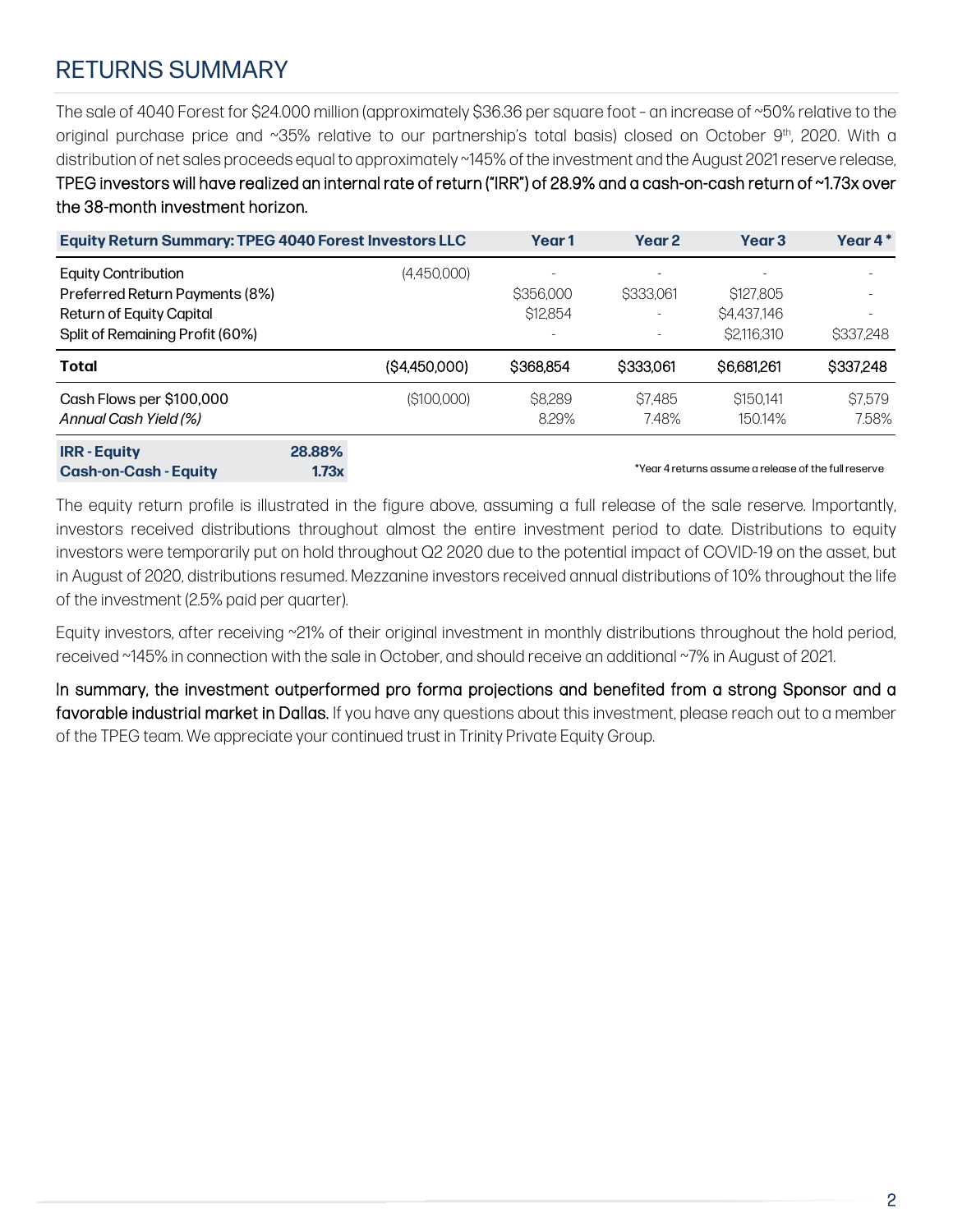# RETURNS SUMMARY

The sale of 4040 Forest for $24.000 million (approximately $36.36 per square foot – an increase of ~50% relative to the original purchase price and ~35% relative to our partnership's total basis) closed on October 9th, 2020. With a distribution of net sales proceeds equal to approximately ~145% of the investment and the August 2021 reserve release, **TPEG investors will have realized an internal rate of return ("IRR") of 28.9% and a cash-on-cash return of ~1.73x over the 38-month investment horizon.**

| Equity Return Summary: TPEG 4040 Forest Investors LLC | | Year 1 | Year 2 | Year 3 | Year 4* |
|---|---|---|---|---|---|
| Equity Contribution | (4,450,000) | - | - | - | - |
| Preferred Return Payments (8%) | | $356,000 | $333,061 | $127,805 | - |
| Return of Equity Capital | | $12,854 | - | $4,437,146 | - |
| Split of Remaining Profit (60%) | | - | - | $2,116,310 | $337,248 |
| **Total** | ($4,450,000) | $368,854 | $333,061 | $6,681,261 | $337,248 |
| Cash Flows per $100,000 | ($100,000) | $8,289 | $7,485 | $150,141 | $7,579 |
| *Annual Cash Yield (%)* | | 8.29% | 7.48% | 150.14% | 7.58% |

| | |
|---|---|
| **IRR - Equity** | **28.88%** |
| **Cash-on-Cash - Equity** | **1.73x** |

*Year 4 returns assume a release of the full reserve

The equity return profile is illustrated in the figure above, assuming a full release of the sale reserve. Importantly, investors received distributions throughout almost the entire investment period to date. Distributions to equity investors were temporarily put on hold throughout Q2 2020 due to the potential impact of COVID-19 on the asset, but in August of 2020, distributions resumed. Mezzanine investors received annual distributions of 10% throughout the life of the investment (2.5% paid per quarter).

Equity investors, after receiving ~21% of their original investment in monthly distributions throughout the hold period, received ~145% in connection with the sale in October, and should receive an additional ~7% in August of 2021.

**In summary, the investment outperformed pro forma projections and benefited from a strong Sponsor and a favorable industrial market in Dallas.** If you have any questions about this investment, please reach out to a member of the TPEG team. We appreciate your continued trust in Trinity Private Equity Group.